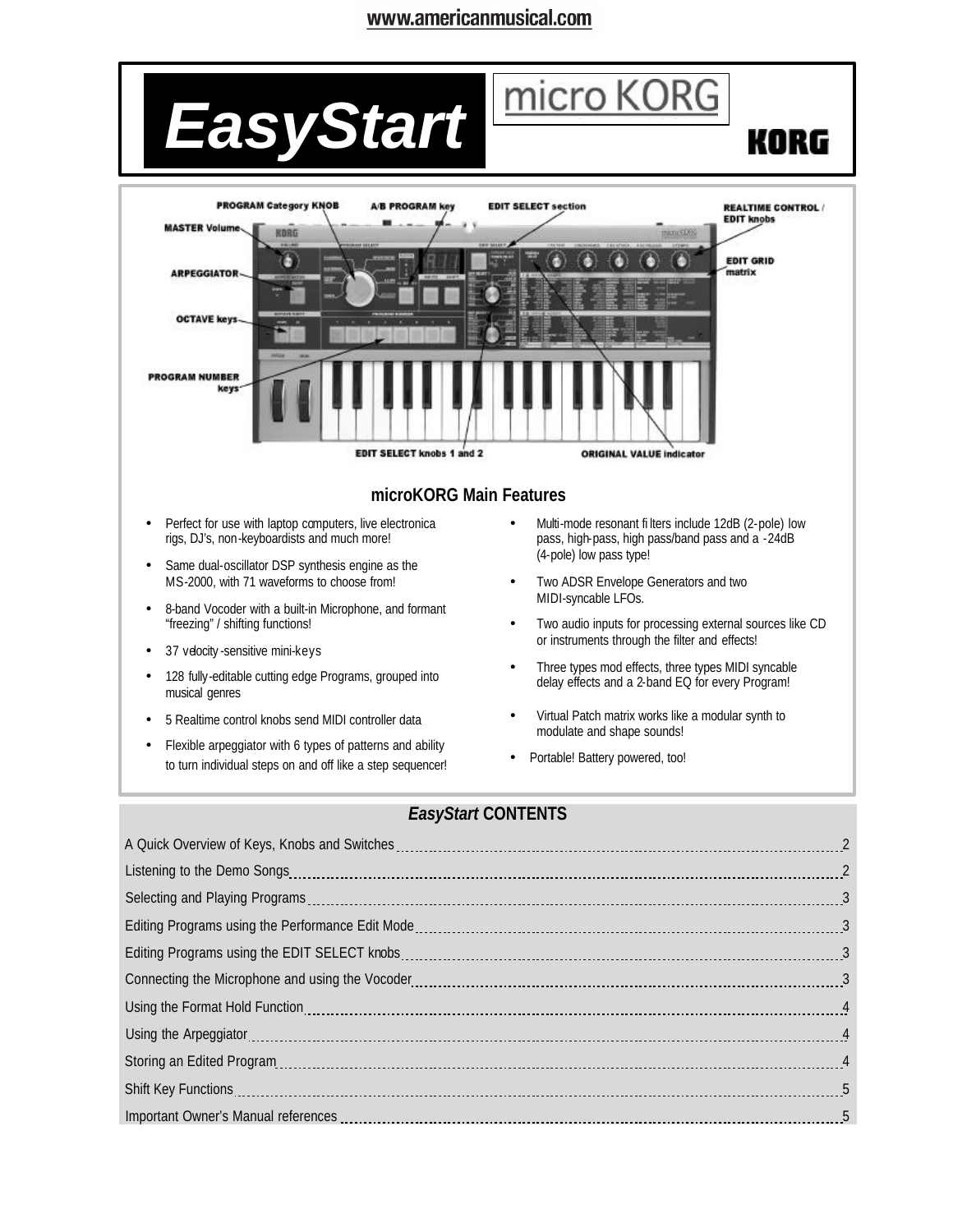www.americanmusical.com

# EasyStart micro KORG

KORG

PROGRAM Category KNOB

A/B PROGRAM key

EDIT SELECT section

REALTIME CONTROL / EDIT knobs

MASTER Volume

ARPEGGIATOR

EDIT GRID matrix

OCTAVE keys

PROGRAM NUMBER keys

EDIT SELECT knobs 1 and 2

ORIGINAL VALUE indicator

## microKORG Main Features

- Perfect for use with laptop computers, live electronica rigs, DJ's, non-keyboardists and much more!
- Same dual-oscillator DSP synthesis engine as the MS-2000, with 71 waveforms to choose from!
- 8-band Vocoder with a built-in Microphone, and formant "freezing" / shifting functions!
- 37 velocity-sensitive mini-keys
- 128 fully-editable cutting edge Programs, grouped into musical genres
- 5 Realtime control knobs send MIDI controller data
- Flexible arpeggiator with 6 types of patterns and ability to turn individual steps on and off like a step sequencer!
- Multi-mode resonant filters include 12dB (2-pole) low pass, high-pass, high pass/band pass and a -24dB (4-pole) low pass type!
- Two ADSR Envelope Generators and two MIDI-syncable LFOs.
- Two audio inputs for processing external sources like CD or instruments through the filter and effects!
- Three types mod effects, three types MIDI syncable delay effects and a 2-band EQ for every Program!
- Virtual Patch matrix works like a modular synth to modulate and shape sounds!
- Portable! Battery powered, too!

## *EasyStart* CONTENTS

A Quick Overview of Keys, Knobs and Switches ........ 2
Listening to the Demo Songs ........ 2
Selecting and Playing Programs ........ 3
Editing Programs using the Performance Edit Mode ........ 3
Editing Programs using the EDIT SELECT knobs ........ 3
Connecting the Microphone and using the Vocoder ........ 3
Using the Format Hold Function ........ 4
Using the Arpeggiator ........ 4
Storing an Edited Program ........ 4
Shift Key Functions ........ 5
Important Owner's Manual references ........ 5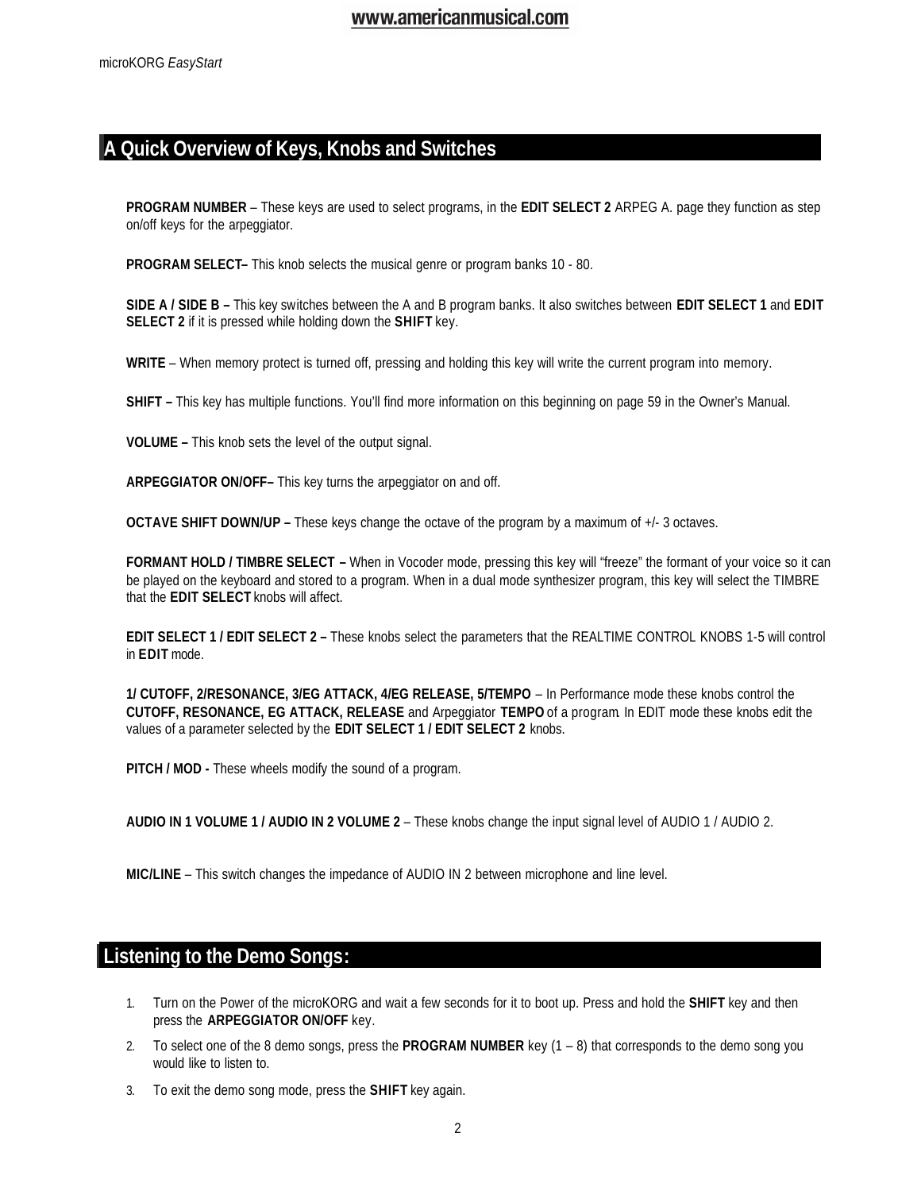## A Quick Overview of Keys, Knobs and Switches

**PROGRAM NUMBER** – These keys are used to select programs, in the **EDIT SELECT 2** ARPEG A. page they function as step on/off keys for the arpeggiator.

**PROGRAM SELECT–** This knob selects the musical genre or program banks 10 - 80.

**SIDE A / SIDE B –** This key switches between the A and B program banks. It also switches between **EDIT SELECT 1** and **EDIT SELECT 2** if it is pressed while holding down the **SHIFT** key.

**WRITE** – When memory protect is turned off, pressing and holding this key will write the current program into memory.

**SHIFT –** This key has multiple functions. You'll find more information on this beginning on page 59 in the Owner's Manual.

**VOLUME –** This knob sets the level of the output signal.

**ARPEGGIATOR ON/OFF–** This key turns the arpeggiator on and off.

**OCTAVE SHIFT DOWN/UP –** These keys change the octave of the program by a maximum of +/- 3 octaves.

**FORMANT HOLD / TIMBRE SELECT –** When in Vocoder mode, pressing this key will "freeze" the formant of your voice so it can be played on the keyboard and stored to a program. When in a dual mode synthesizer program, this key will select the TIMBRE that the **EDIT SELECT** knobs will affect.

**EDIT SELECT 1 / EDIT SELECT 2 –** These knobs select the parameters that the REALTIME CONTROL KNOBS 1-5 will control in **EDIT** mode.

**1/ CUTOFF, 2/RESONANCE, 3/EG ATTACK, 4/EG RELEASE, 5/TEMPO** – In Performance mode these knobs control the **CUTOFF, RESONANCE, EG ATTACK, RELEASE** and Arpeggiator **TEMPO** of a program. In EDIT mode these knobs edit the values of a parameter selected by the **EDIT SELECT 1 / EDIT SELECT 2** knobs.

**PITCH / MOD -** These wheels modify the sound of a program.

**AUDIO IN 1 VOLUME 1 / AUDIO IN 2 VOLUME 2** – These knobs change the input signal level of AUDIO 1 / AUDIO 2.

**MIC/LINE** – This switch changes the impedance of AUDIO IN 2 between microphone and line level.

## Listening to the Demo Songs:

1. Turn on the Power of the microKORG and wait a few seconds for it to boot up. Press and hold the **SHIFT** key and then press the **ARPEGGIATOR ON/OFF** key.
2. To select one of the 8 demo songs, press the **PROGRAM NUMBER** key (1 – 8) that corresponds to the demo song you would like to listen to.
3. To exit the demo song mode, press the **SHIFT** key again.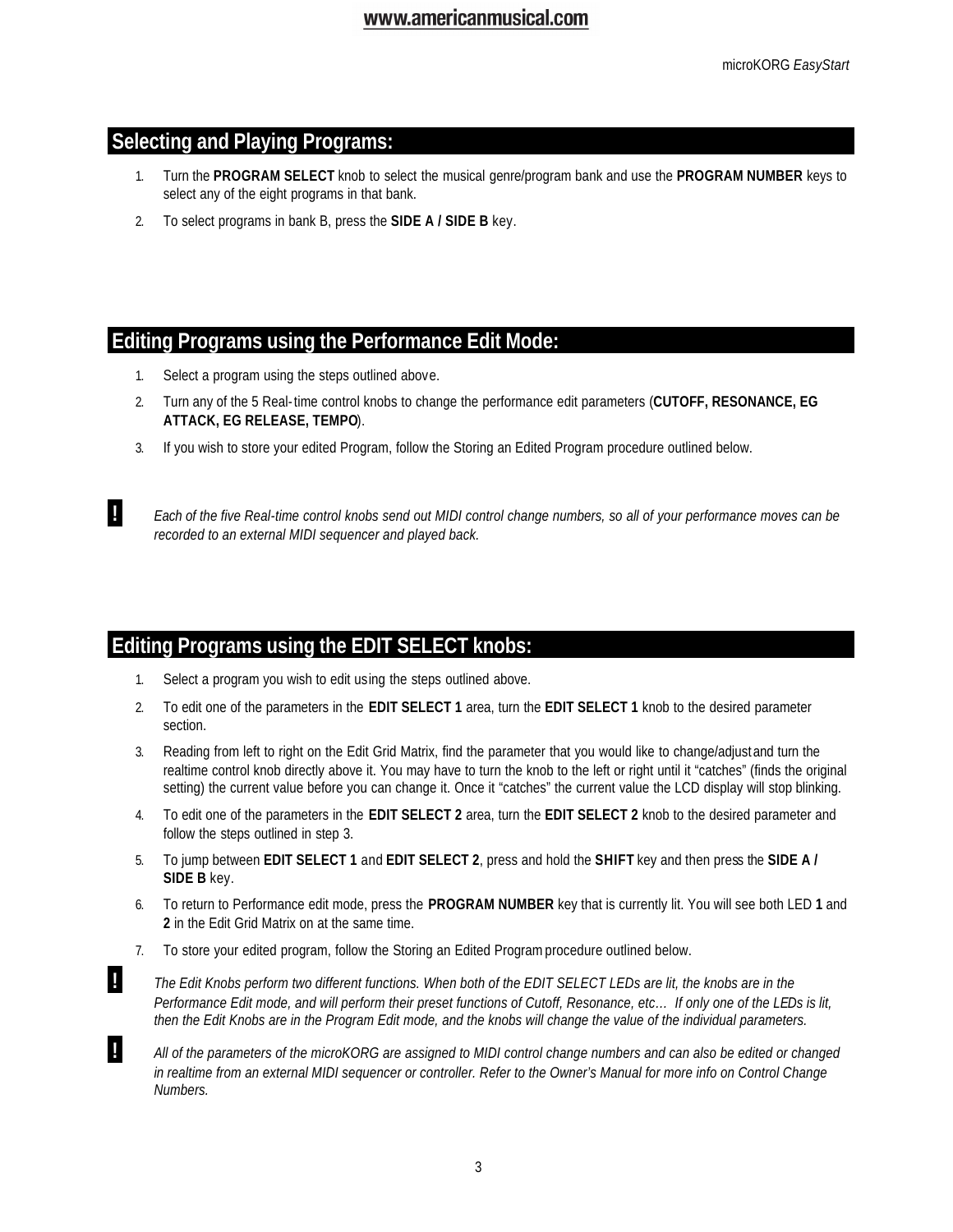## Selecting and Playing Programs:

1. Turn the **PROGRAM SELECT** knob to select the musical genre/program bank and use the **PROGRAM NUMBER** keys to select any of the eight programs in that bank.
2. To select programs in bank B, press the **SIDE A / SIDE B** key.

## Editing Programs using the Performance Edit Mode:

1. Select a program using the steps outlined above.
2. Turn any of the 5 Real-time control knobs to change the performance edit parameters (**CUTOFF, RESONANCE, EG ATTACK, EG RELEASE, TEMPO**).
3. If you wish to store your edited Program, follow the Storing an Edited Program procedure outlined below.

**!** *Each of the five Real-time control knobs send out MIDI control change numbers, so all of your performance moves can be recorded to an external MIDI sequencer and played back.*

## Editing Programs using the EDIT SELECT knobs:

1. Select a program you wish to edit using the steps outlined above.
2. To edit one of the parameters in the **EDIT SELECT 1** area, turn the **EDIT SELECT 1** knob to the desired parameter section.
3. Reading from left to right on the Edit Grid Matrix, find the parameter that you would like to change/adjust and turn the realtime control knob directly above it. You may have to turn the knob to the left or right until it "catches" (finds the original setting) the current value before you can change it. Once it "catches" the current value the LCD display will stop blinking.
4. To edit one of the parameters in the **EDIT SELECT 2** area, turn the **EDIT SELECT 2** knob to the desired parameter and follow the steps outlined in step 3.
5. To jump between **EDIT SELECT 1** and **EDIT SELECT 2**, press and hold the **SHIFT** key and then press the **SIDE A / SIDE B** key.
6. To return to Performance edit mode, press the **PROGRAM NUMBER** key that is currently lit. You will see both LED **1** and **2** in the Edit Grid Matrix on at the same time.
7. To store your edited program, follow the Storing an Edited Program procedure outlined below.

**!** *The Edit Knobs perform two different functions. When both of the EDIT SELECT LEDs are lit, the knobs are in the Performance Edit mode, and will perform their preset functions of Cutoff, Resonance, etc… If only one of the LEDs is lit, then the Edit Knobs are in the Program Edit mode, and the knobs will change the value of the individual parameters.*

**!** *All of the parameters of the microKORG are assigned to MIDI control change numbers and can also be edited or changed in realtime from an external MIDI sequencer or controller. Refer to the Owner's Manual for more info on Control Change Numbers.*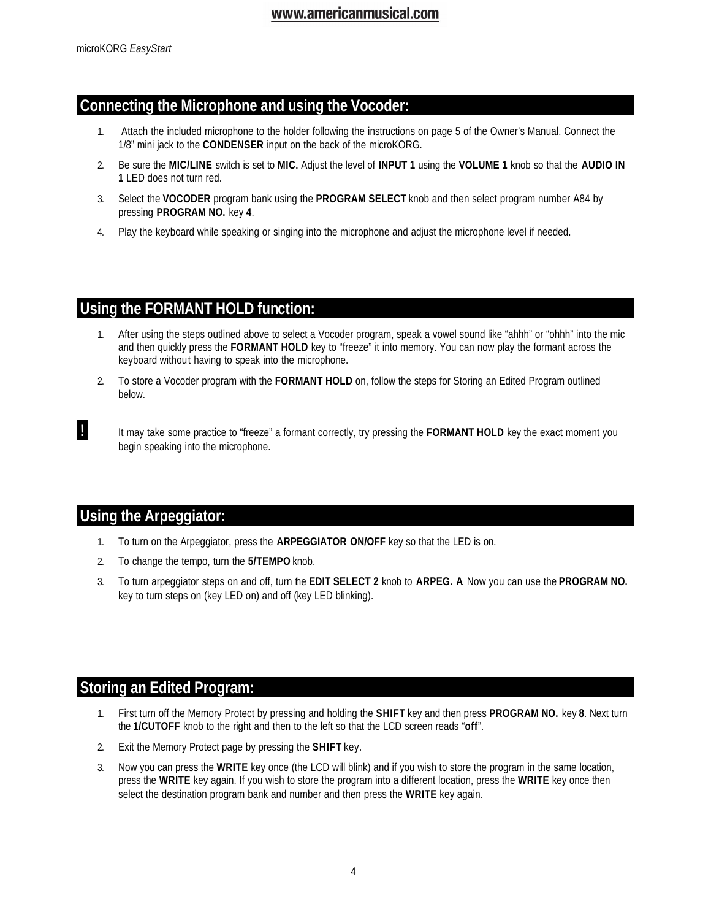## Connecting the Microphone and using the Vocoder:

1. Attach the included microphone to the holder following the instructions on page 5 of the Owner's Manual. Connect the 1/8" mini jack to the **CONDENSER** input on the back of the microKORG.
2. Be sure the **MIC/LINE** switch is set to **MIC.** Adjust the level of **INPUT 1** using the **VOLUME 1** knob so that the **AUDIO IN 1** LED does not turn red.
3. Select the **VOCODER** program bank using the **PROGRAM SELECT** knob and then select program number A84 by pressing **PROGRAM NO.** key **4**.
4. Play the keyboard while speaking or singing into the microphone and adjust the microphone level if needed.

## Using the FORMANT HOLD function:

1. After using the steps outlined above to select a Vocoder program, speak a vowel sound like "ahhh" or "ohhh" into the mic and then quickly press the **FORMANT HOLD** key to "freeze" it into memory. You can now play the formant across the keyboard without having to speak into the microphone.
2. To store a Vocoder program with the **FORMANT HOLD** on, follow the steps for Storing an Edited Program outlined below.

**!** It may take some practice to "freeze" a formant correctly, try pressing the **FORMANT HOLD** key the exact moment you begin speaking into the microphone.

## Using the Arpeggiator:

1. To turn on the Arpeggiator, press the **ARPEGGIATOR ON/OFF** key so that the LED is on.
2. To change the tempo, turn the **5/TEMPO** knob.
3. To turn arpeggiator steps on and off, turn the **EDIT SELECT 2** knob to **ARPEG. A**. Now you can use the **PROGRAM NO.** key to turn steps on (key LED on) and off (key LED blinking).

## Storing an Edited Program:

1. First turn off the Memory Protect by pressing and holding the **SHIFT** key and then press **PROGRAM NO.** key **8**. Next turn the **1/CUTOFF** knob to the right and then to the left so that the LCD screen reads "**off**".
2. Exit the Memory Protect page by pressing the **SHIFT** key.
3. Now you can press the **WRITE** key once (the LCD will blink) and if you wish to store the program in the same location, press the **WRITE** key again. If you wish to store the program into a different location, press the **WRITE** key once then select the destination program bank and number and then press the **WRITE** key again.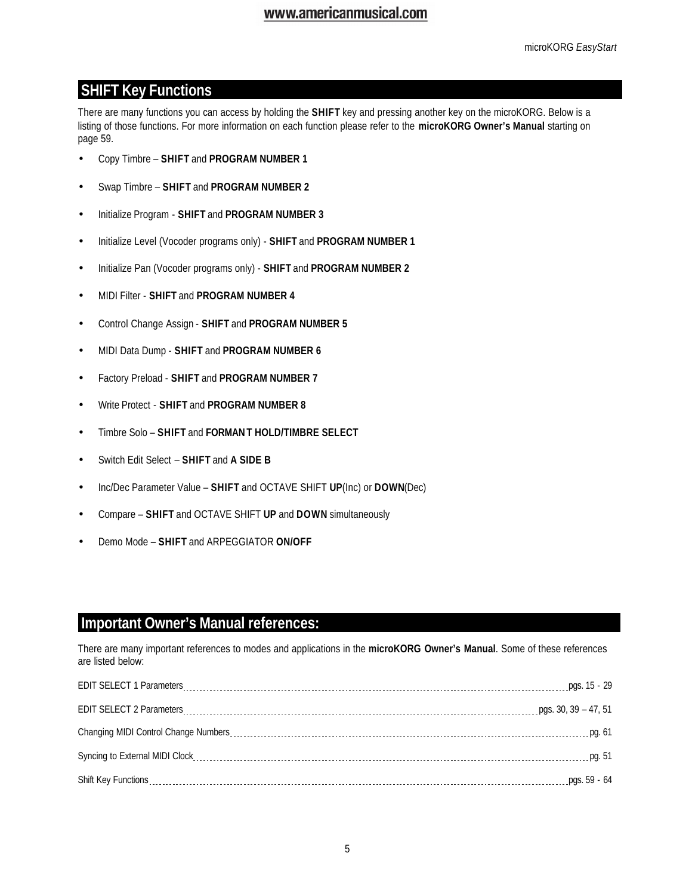## SHIFT Key Functions

There are many functions you can access by holding the **SHIFT** key and pressing another key on the microKORG. Below is a listing of those functions. For more information on each function please refer to the **microKORG Owner's Manual** starting on page 59.

- Copy Timbre – **SHIFT** and **PROGRAM NUMBER 1**
- Swap Timbre – **SHIFT** and **PROGRAM NUMBER 2**
- Initialize Program - **SHIFT** and **PROGRAM NUMBER 3**
- Initialize Level (Vocoder programs only) - **SHIFT** and **PROGRAM NUMBER 1**
- Initialize Pan (Vocoder programs only) - **SHIFT** and **PROGRAM NUMBER 2**
- MIDI Filter - **SHIFT** and **PROGRAM NUMBER 4**
- Control Change Assign - **SHIFT** and **PROGRAM NUMBER 5**
- MIDI Data Dump - **SHIFT** and **PROGRAM NUMBER 6**
- Factory Preload - **SHIFT** and **PROGRAM NUMBER 7**
- Write Protect - **SHIFT** and **PROGRAM NUMBER 8**
- Timbre Solo – **SHIFT** and **FORMANT HOLD/TIMBRE SELECT**
- Switch Edit Select – **SHIFT** and **A SIDE B**
- Inc/Dec Parameter Value – **SHIFT** and OCTAVE SHIFT **UP**(Inc) or **DOWN**(Dec)
- Compare – **SHIFT** and OCTAVE SHIFT **UP** and **DOWN** simultaneously
- Demo Mode – **SHIFT** and ARPEGGIATOR **ON/OFF**

## Important Owner's Manual references:

There are many important references to modes and applications in the **microKORG Owner's Manual**. Some of these references are listed below:

EDIT SELECT 1 Parameters ........ pgs. 15 - 29

EDIT SELECT 2 Parameters ........ pgs. 30, 39 – 47, 51

Changing MIDI Control Change Numbers ........ pg. 61

Syncing to External MIDI Clock ........ pg. 51

Shift Key Functions ........ pgs. 59 - 64